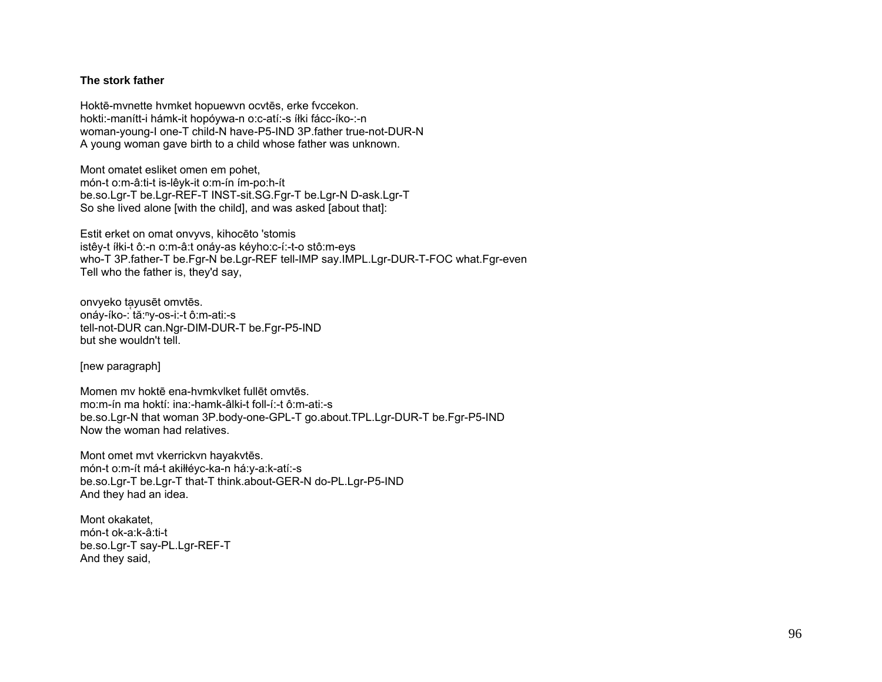**The stork father**

Hoktē-mvnette hvmket hopuewvn ocvtēs, erke fvccekon.
hokti:-manítt-i hámk-it hopóywa-n o:c-atí:-s íłki fácc-íko-:-n
woman-young-I one-T child-N have-P5-IND 3P.father true-not-DUR-N
A young woman gave birth to a child whose father was unknown.

Mont omatet esliket omen em pohet,
món-t o:m-â:ti-t is-lêyk-it o:m-ín ím-po:h-ít
be.so.Lgr-T be.Lgr-REF-T INST-sit.SG.Fgr-T be.Lgr-N D-ask.Lgr-T
So she lived alone [with the child], and was asked [about that]:

Estit erket on omat onvyvs, kihocēto 'stomis
istêy-t íłki-t ô:-n o:m-â:t onáy-as kéyho:c-í:-t-o stô:m-eys
who-T 3P.father-T be.Fgr-N be.Lgr-REF tell-IMP say.IMPL.Lgr-DUR-T-FOC what.Fgr-even
Tell who the father is, they'd say,

onvyeko tạyusēt omvtēs.
onáy-íko-: tă:ⁿy-os-i:-t ô:m-ati:-s
tell-not-DUR can.Ngr-DIM-DUR-T be.Fgr-P5-IND
but she wouldn't tell.

[new paragraph]

Momen mv hoktē ena-hvmkvlket fullēt omvtēs.
mo:m-ín ma hoktí: ina:-hamk-âlki-t foll-í:-t ô:m-ati:-s
be.so.Lgr-N that woman 3P.body-one-GPL-T go.about.TPL.Lgr-DUR-T be.Fgr-P5-IND
Now the woman had relatives.

Mont omet mvt vkerrickvn hayakvtēs.
món-t o:m-ít má-t akiłłéyc-ka-n há:y-a:k-atí:-s
be.so.Lgr-T be.Lgr-T that-T think.about-GER-N do-PL.Lgr-P5-IND
And they had an idea.

Mont okakatet,
món-t ok-a:k-â:ti-t
be.so.Lgr-T say-PL.Lgr-REF-T
And they said,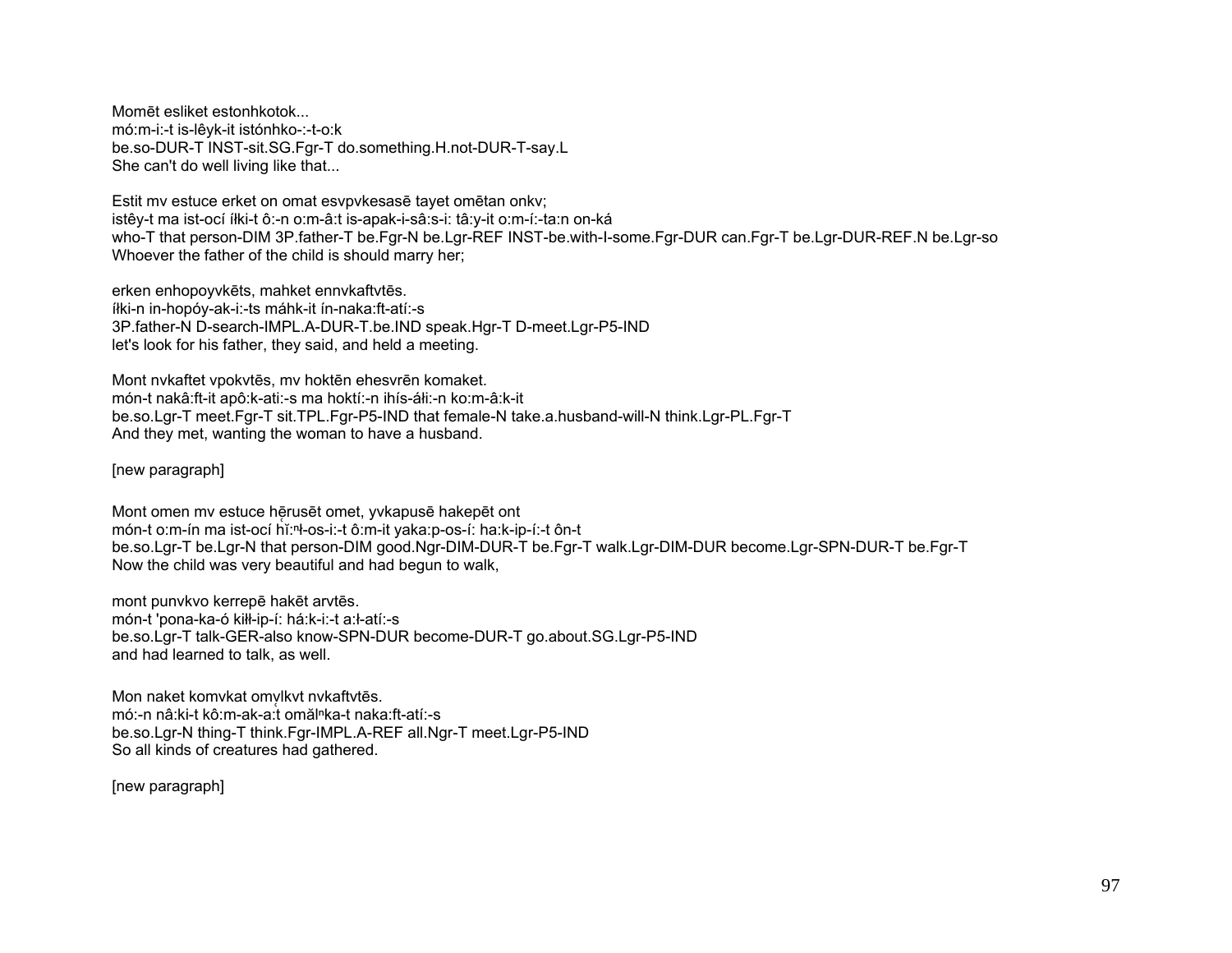Momēt esliket estonhkotok...
mó:m-i:-t is-lêyk-it istónhko-:-t-o:k
be.so-DUR-T INST-sit.SG.Fgr-T do.something.H.not-DUR-T-say.L
She can't do well living like that...

Estit mv estuce erket on omat esvpvkesasē tayet omētan onkv;
istêy-t ma ist-ocí íłki-t ô:-n o:m-â:t is-apak-i-sâ:s-i: tâ:y-it o:m-í:-ta:n on-ká
who-T that person-DIM 3P.father-T be.Fgr-N be.Lgr-REF INST-be.with-I-some.Fgr-DUR can.Fgr-T be.Lgr-DUR-REF.N be.Lgr-so
Whoever the father of the child is should marry her;

erken enhopoyvkēts, mahket ennvkaftvtēs.
íłki-n in-hopóy-ak-i:-ts máhk-it ín-naka:ft-atí:-s
3P.father-N D-search-IMPL.A-DUR-T.be.IND speak.Hgr-T D-meet.Lgr-P5-IND
let's look for his father, they said, and held a meeting.

Mont nvkaftet vpokvtēs, mv hoktēn ehesvrēn komaket.
món-t nakâ:ft-it apô:k-ati:-s ma hoktí:-n ihís-áłi:-n ko:m-â:k-it
be.so.Lgr-T meet.Fgr-T sit.TPL.Fgr-P5-IND that female-N take.a.husband-will-N think.Lgr-PL.Fgr-T
And they met, wanting the woman to have a husband.

[new paragraph]

Mont omen mv estuce hḗrusēt omet, yvkapusē hakepēt ont
món-t o:m-ín ma ist-ocí hĭ:ⁿł-os-i:-t ô:m-it yaka:p-os-í: ha:k-ip-í:-t ôn-t
be.so.Lgr-T be.Lgr-N that person-DIM good.Ngr-DIM-DUR-T be.Fgr-T walk.Lgr-DIM-DUR become.Lgr-SPN-DUR-T be.Fgr-T
Now the child was very beautiful and had begun to walk,

mont punvkvo kerrepē hakēt arvtēs.
món-t 'pona-ka-ó kiłł-ip-í: há:k-i:-t a:ł-atí:-s
be.so.Lgr-T talk-GER-also know-SPN-DUR become-DUR-T go.about.SG.Lgr-P5-IND
and had learned to talk, as well.

Mon naket komvkat omv̨lkvt nvkaftvtēs.
mó:-n nâ:ki-t kô:m-ak-a:̨t omălⁿka-t naka:ft-atí:-s
be.so.Lgr-N thing-T think.Fgr-IMPL.A-REF all.Ngr-T meet.Lgr-P5-IND
So all kinds of creatures had gathered.

[new paragraph]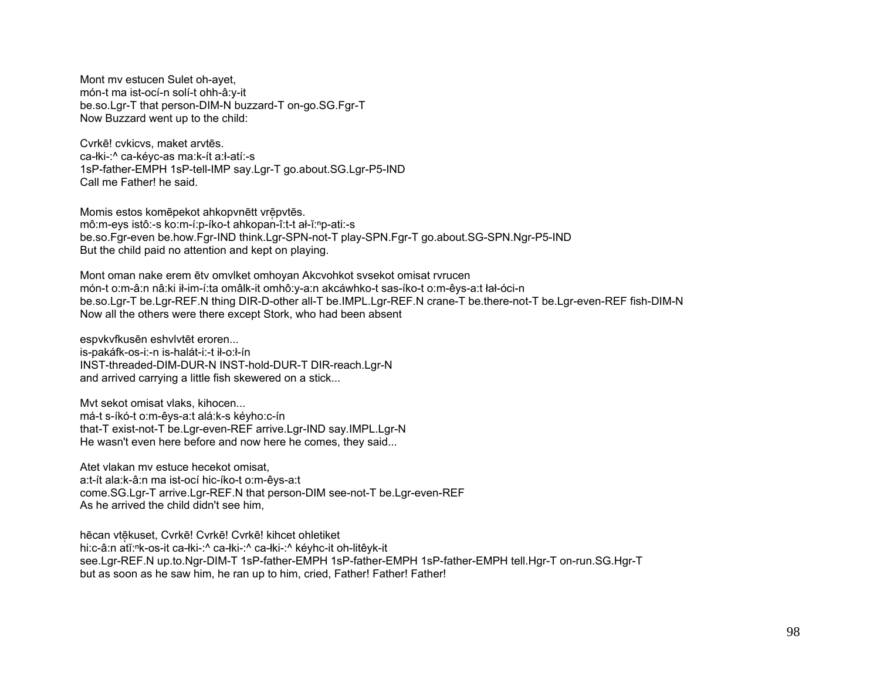Mont mv estucen Sulet oh-ayet,
món-t ma ist-ocí-n solí-t ohh-â:y-it
be.so.Lgr-T that person-DIM-N buzzard-T on-go.SG.Fgr-T
Now Buzzard went up to the child:

Cvrkē! cvkicvs, maket arvtēs.
ca-łki-:^ ca-kéyc-as ma:k-ít a:ł-atí:-s
1sP-father-EMPH 1sP-tell-IMP say.Lgr-T go.about.SG.Lgr-P5-IND
Call me Father! he said.

Momis estos komēpekot ahkopvnētt vrę̄pvtēs.
mô:m-eys istô:-s ko:m-í:p-íko-t ahkopan-î:t-t ał-ĭ:ⁿp-ati:-s
be.so.Fgr-even be.how.Fgr-IND think.Lgr-SPN-not-T play-SPN.Fgr-T go.about.SG-SPN.Ngr-P5-IND
But the child paid no attention and kept on playing.

Mont oman nake erem ētv omvlket omhoyan Akcvohkot svsekot omisat rvrucen
món-t o:m-â:n nâ:ki ił-im-í:ta omâlk-it omhô:y-a:n akcáwhko-t sas-íko-t o:m-êys-a:t łał-óci-n
be.so.Lgr-T be.Lgr-REF.N thing DIR-D-other all-T be.IMPL.Lgr-REF.N crane-T be.there-not-T be.Lgr-even-REF fish-DIM-N
Now all the others were there except Stork, who had been absent

espvkvfkusēn eshvlvtēt eroren...
is-pakáfk-os-i:-n is-halát-i:-t ił-o:ł-ín
INST-threaded-DIM-DUR-N INST-hold-DUR-T DIR-reach.Lgr-N
and arrived carrying a little fish skewered on a stick...

Mvt sekot omisat vlaks, kihocen...
má-t s-íkó-t o:m-êys-a:t alá:k-s kéyho:c-ín
that-T exist-not-T be.Lgr-even-REF arrive.Lgr-IND say.IMPL.Lgr-N
He wasn't even here before and now here he comes, they said...

Atet vlakan mv estuce hecekot omisat,
a:t-ít ala:k-â:n ma ist-ocí hic-íko-t o:m-êys-a:t
come.SG.Lgr-T arrive.Lgr-REF.N that person-DIM see-not-T be.Lgr-even-REF
As he arrived the child didn't see him,

hēcan vtę̄kuset, Cvrkē! Cvrkē! Cvrkē! kihcet ohletiket
hi:c-â:n atĭ:ⁿk-os-it ca-łki-:^ ca-łki-:^ ca-łki-:^ kéyhc-it oh-litêyk-it
see.Lgr-REF.N up.to.Ngr-DIM-T 1sP-father-EMPH 1sP-father-EMPH 1sP-father-EMPH tell.Hgr-T on-run.SG.Hgr-T
but as soon as he saw him, he ran up to him, cried, Father! Father! Father!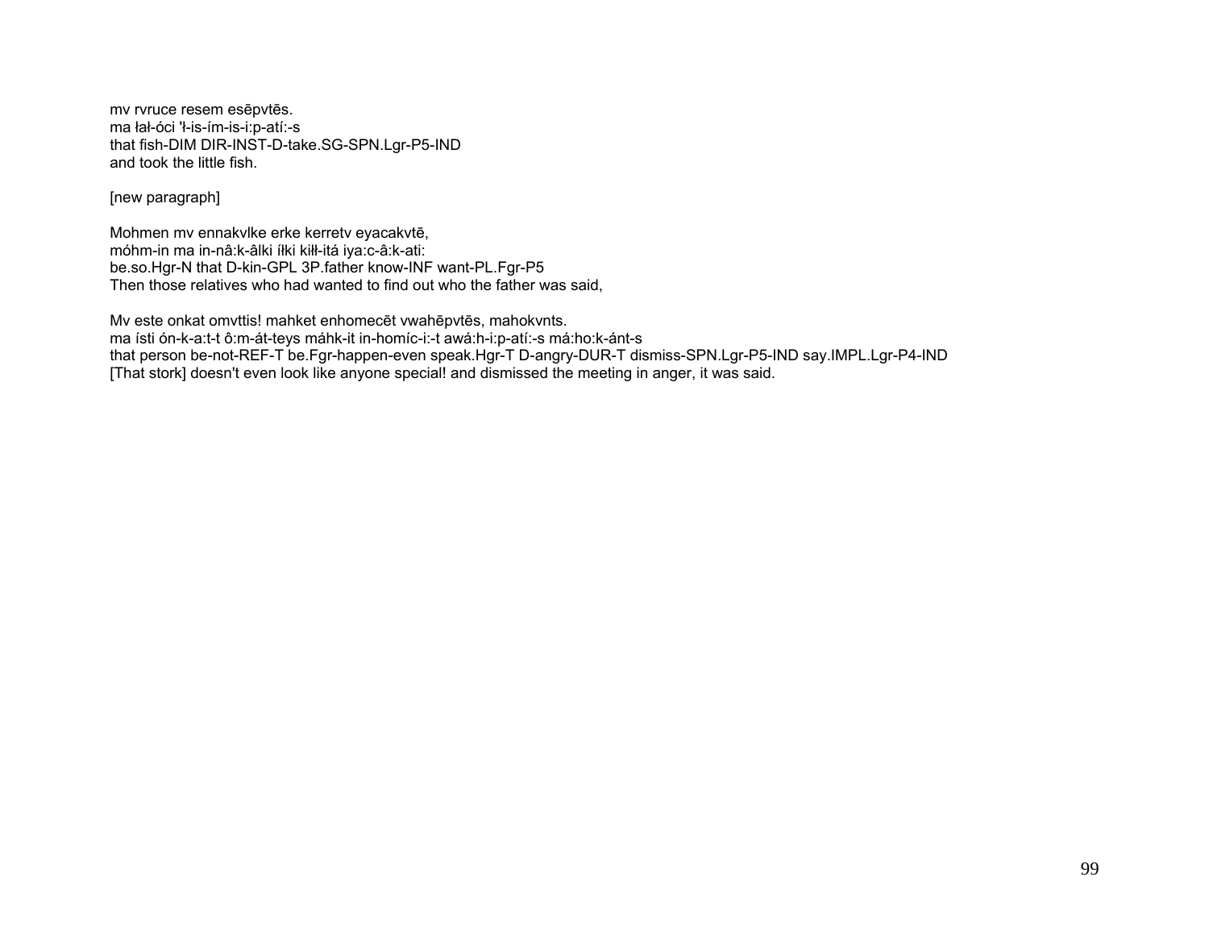mv rvruce resem esēpvtēs.
ma łał-óci 'ł-is-ím-is-i:p-atí:-s
that fish-DIM DIR-INST-D-take.SG-SPN.Lgr-P5-IND
and took the little fish.

[new paragraph]

Mohmen mv ennakvlke erke kerretv eyacakvtē,
móhm-in ma in-nâ:k-âlki íłki kiłł-itá iya:c-â:k-ati:
be.so.Hgr-N that D-kin-GPL 3P.father know-INF want-PL.Fgr-P5
Then those relatives who had wanted to find out who the father was said,

Mv este onkat omvttis! mahket enhomecēt vwahēpvtēs, mahokvnts.
ma ísti ón-k-a:t-t ô:m-át-teys máhk-it in-homíc-i:-t awá:h-i:p-atí:-s má:ho:k-ánt-s
that person be-not-REF-T be.Fgr-happen-even speak.Hgr-T D-angry-DUR-T dismiss-SPN.Lgr-P5-IND say.IMPL.Lgr-P4-IND
[That stork] doesn't even look like anyone special! and dismissed the meeting in anger, it was said.